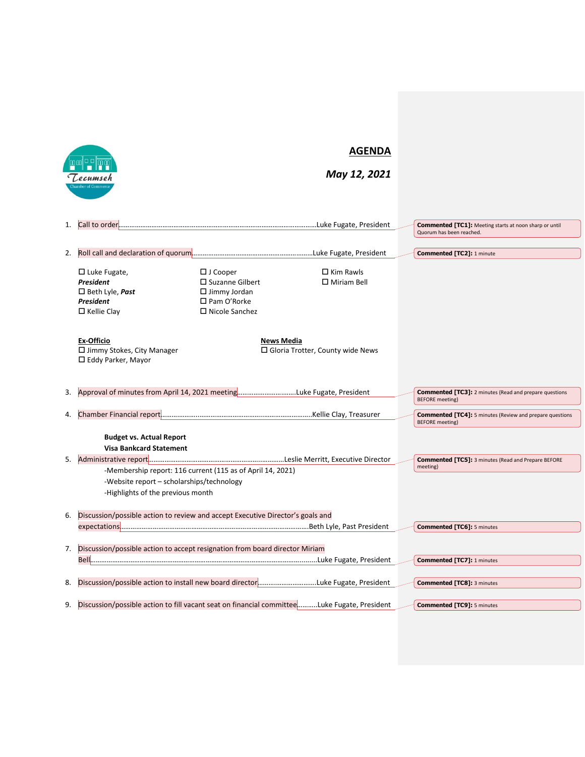Tecumseh Chamber of Commerce

# AGENDA

***May 12, 2021***

1. Call to order……………………………………………………………………Luke Fugate, President

   > **Commented [TC1]:** Meeting starts at noon sharp or until Quorum has been reached.

2. Roll call and declaration of quorum………………………………………Luke Fugate, President

   > **Commented [TC2]:** 1 minute

   - ☐ Luke Fugate, ***President***
   - ☐ Beth Lyle, ***Past President***
   - ☐ Kellie Clay
   - ☐ J Cooper
   - ☐ Suzanne Gilbert
   - ☐ Jimmy Jordan
   - ☐ Pam O'Rorke
   - ☐ Nicole Sanchez
   - ☐ Kim Rawls
   - ☐ Miriam Bell

   **Ex-Officio**
   - ☐ Jimmy Stokes, City Manager
   - ☐ Eddy Parker, Mayor

   **News Media**
   - ☐ Gloria Trotter, County wide News

3. Approval of minutes from April 14, 2021 meeting…………………Luke Fugate, President

   > **Commented [TC3]:** 2 minutes (Read and prepare questions BEFORE meeting)

4. Chamber Financial report………………………………………………Kellie Clay, Treasurer

   > **Commented [TC4]:** 5 minutes (Review and prepare questions BEFORE meeting)

   **Budget vs. Actual Report**
   **Visa Bankcard Statement**

5. Administrative report……………………………………………Leslie Merritt, Executive Director

   > **Commented [TC5]:** 3 minutes (Read and Prepare BEFORE meeting)

   -Membership report: 116 current (115 as of April 14, 2021)
   -Website report – scholarships/technology
   -Highlights of the previous month

6. Discussion/possible action to review and accept Executive Director's goals and expectations……………………………………………………………Beth Lyle, Past President

   > **Commented [TC6]:** 5 minutes

7. Discussion/possible action to accept resignation from board director Miriam Bell……………………………………………………………………Luke Fugate, President

   > **Commented [TC7]:** 1 minutes

8. Discussion/possible action to install new board director…………………Luke Fugate, President

   > **Commented [TC8]:** 3 minutes

9. Discussion/possible action to fill vacant seat on financial committee……….Luke Fugate, President

   > **Commented [TC9]:** 5 minutes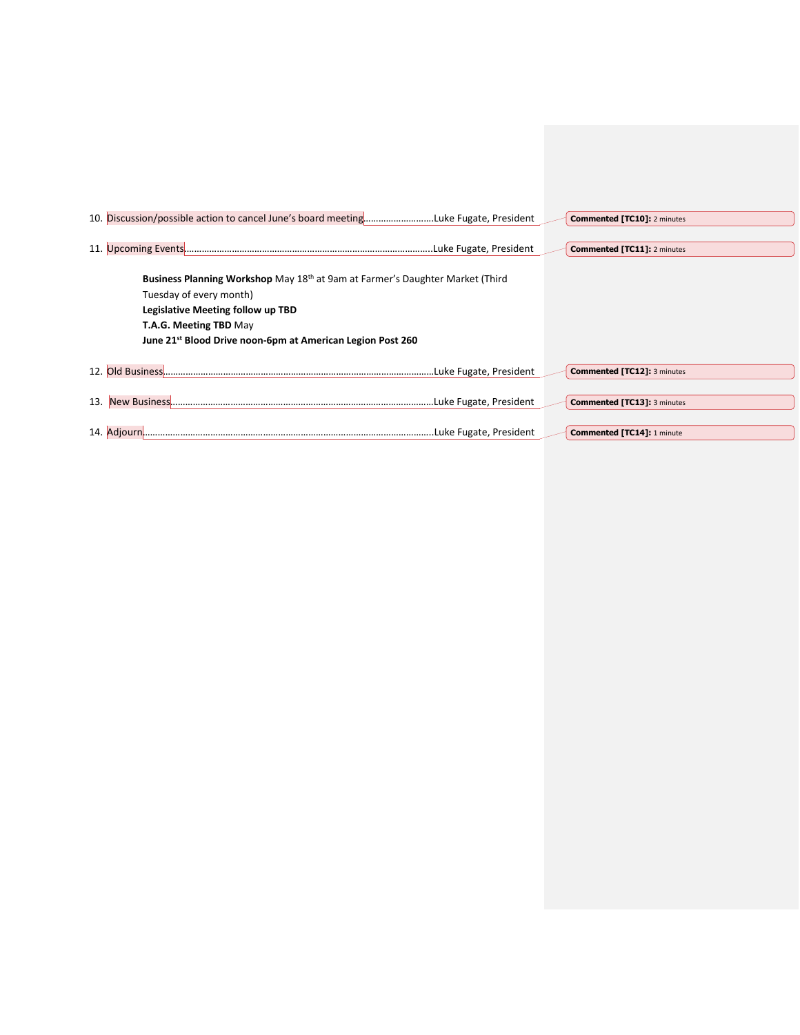10. Discussion/possible action to cancel June's board meeting............................Luke Fugate, President

11. Upcoming Events..................................................................................................Luke Fugate, President

    **Business Planning Workshop** May 18th at 9am at Farmer's Daughter Market (Third Tuesday of every month)
    **Legislative Meeting follow up TBD**
    **T.A.G. Meeting TBD** May
    **June 21st Blood Drive noon-6pm at American Legion Post 260**

12. Old Business..........................................................................................................Luke Fugate, President

13. New Business........................................................................................................Luke Fugate, President

14. Adjourn..................................................................................................................Luke Fugate, President

**Commented [TC10]:** 2 minutes

**Commented [TC11]:** 2 minutes

**Commented [TC12]:** 3 minutes

**Commented [TC13]:** 3 minutes

**Commented [TC14]:** 1 minute